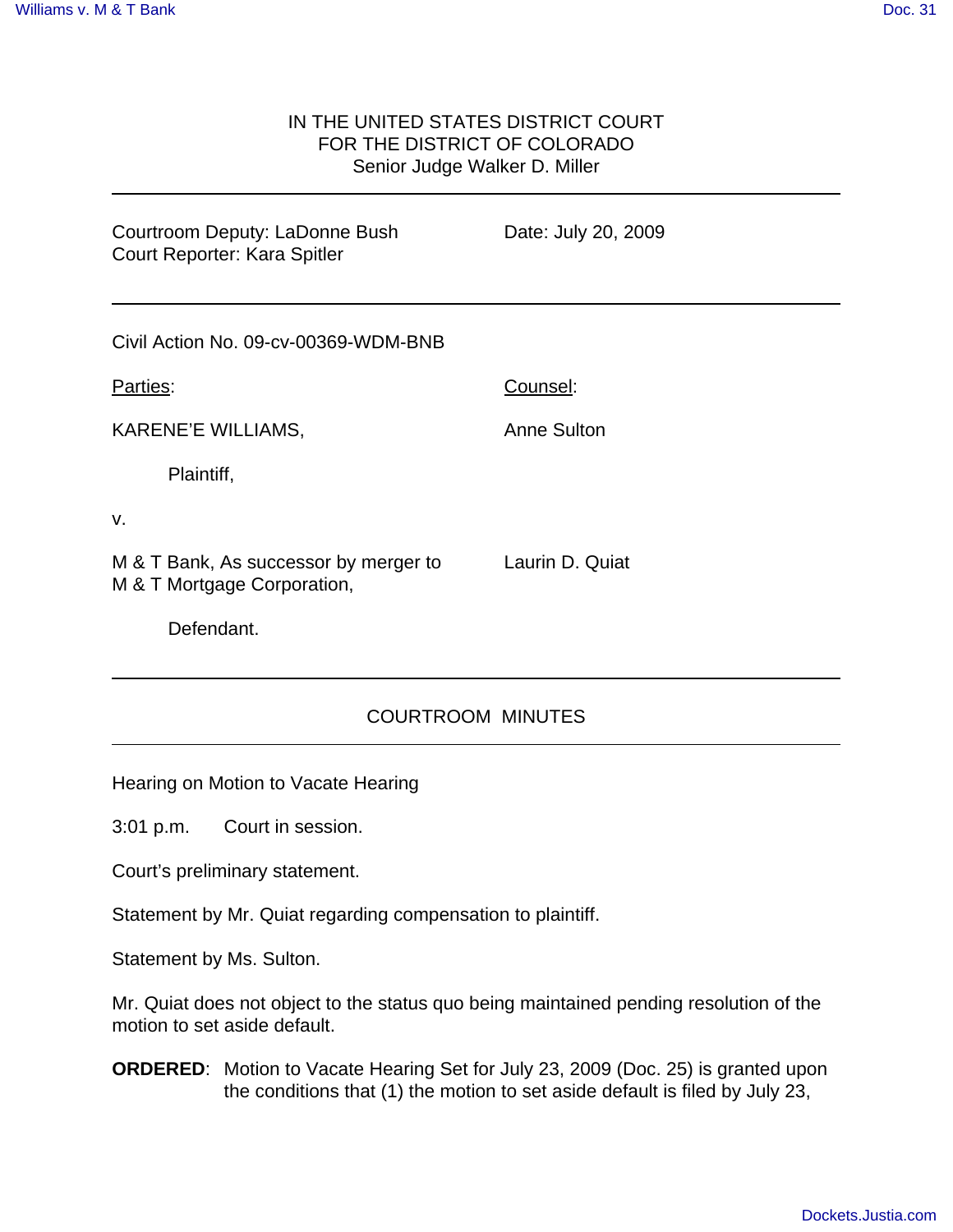IN THE UNITED STATES DISTRICT COURT
FOR THE DISTRICT OF COLORADO
Senior Judge Walker D. Miller

---

Courtroom Deputy: LaDonne Bush
Court Reporter: Kara Spitler

Date: July 20, 2009

---

Civil Action No. 09-cv-00369-WDM-BNB

| Parties: | Counsel: |
|---|---|
| KARENE'E WILLIAMS, | Anne Sulton |
| Plaintiff, | |
| v. | |
| M & T Bank, As successor by merger to M & T Mortgage Corporation, | Laurin D. Quiat |
| Defendant. | |

---

## COURTROOM MINUTES

---

Hearing on Motion to Vacate Hearing

3:01 p.m. Court in session.

Court's preliminary statement.

Statement by Mr. Quiat regarding compensation to plaintiff.

Statement by Ms. Sulton.

Mr. Quiat does not object to the status quo being maintained pending resolution of the motion to set aside default.

**ORDERED**: Motion to Vacate Hearing Set for July 23, 2009 (Doc. 25) is granted upon the conditions that (1) the motion to set aside default is filed by July 23,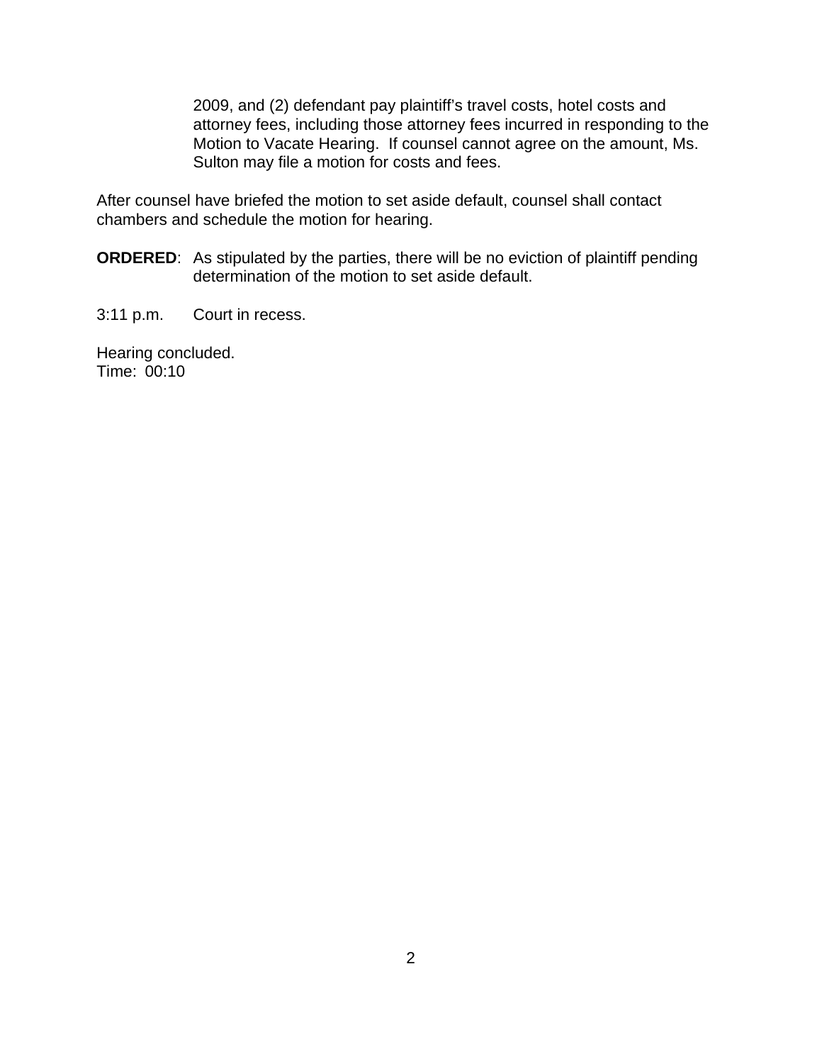2009, and (2) defendant pay plaintiff's travel costs, hotel costs and attorney fees, including those attorney fees incurred in responding to the Motion to Vacate Hearing. If counsel cannot agree on the amount, Ms. Sulton may file a motion for costs and fees.

After counsel have briefed the motion to set aside default, counsel shall contact chambers and schedule the motion for hearing.

**ORDERED**: As stipulated by the parties, there will be no eviction of plaintiff pending determination of the motion to set aside default.

3:11 p.m. Court in recess.

Hearing concluded.
Time: 00:10